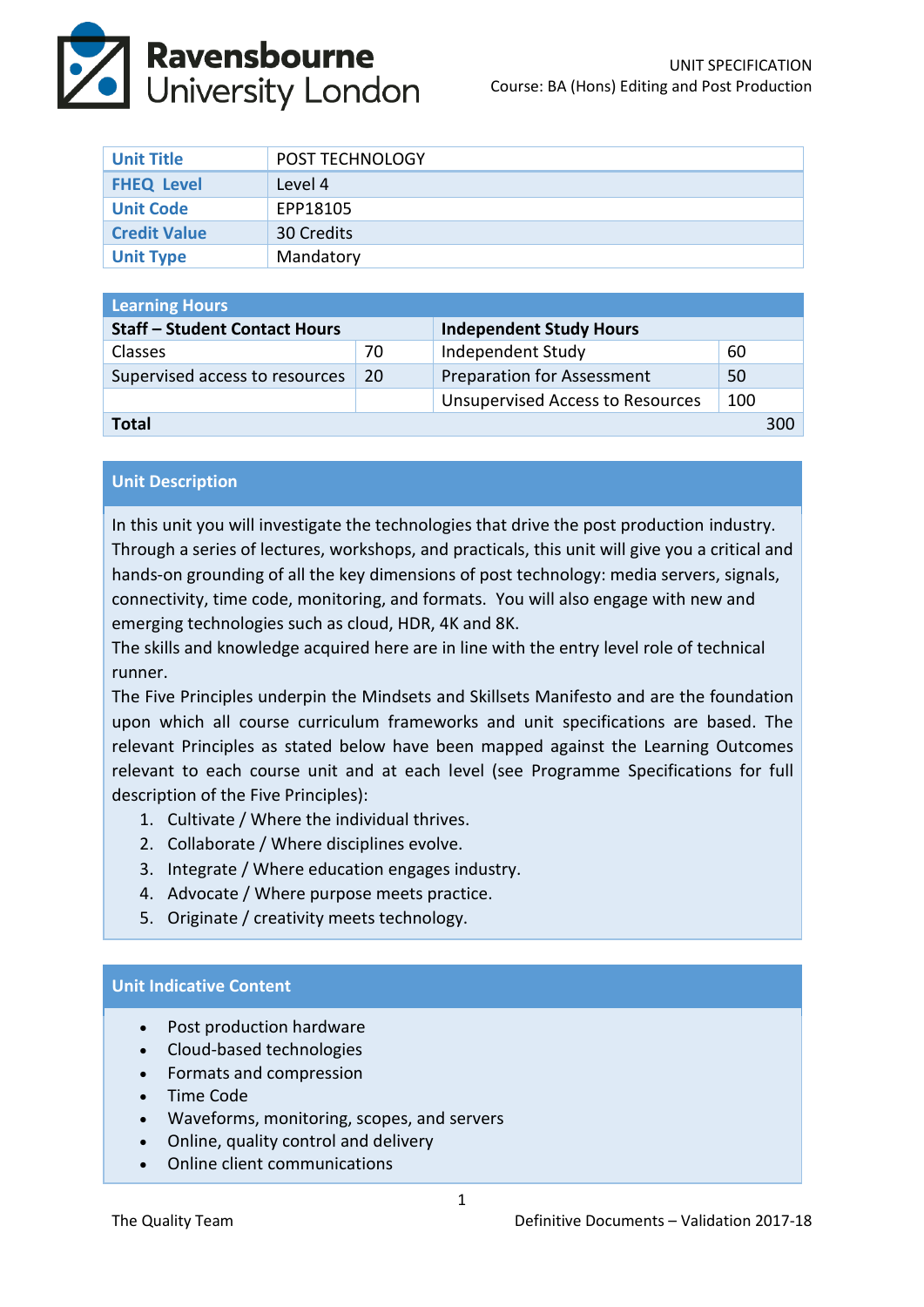UNIT SPECIFICATION
Course: BA (Hons) Editing and Post Production

| Unit Title | POST TECHNOLOGY |
|---|---|
| FHEQ Level | Level 4 |
| Unit Code | EPP18105 |
| Credit Value | 30 Credits |
| Unit Type | Mandatory |

| Learning Hours | | | |
|---|---|---|---|
| **Staff – Student Contact Hours** | | **Independent Study Hours** | |
| Classes | 70 | Independent Study | 60 |
| Supervised access to resources | 20 | Preparation for Assessment | 50 |
| | | Unsupervised Access to Resources | 100 |
| **Total** | | | 300 |

## Unit Description

In this unit you will investigate the technologies that drive the post production industry. Through a series of lectures, workshops, and practicals, this unit will give you a critical and hands-on grounding of all the key dimensions of post technology: media servers, signals, connectivity, time code, monitoring, and formats. You will also engage with new and emerging technologies such as cloud, HDR, 4K and 8K.

The skills and knowledge acquired here are in line with the entry level role of technical runner.

The Five Principles underpin the Mindsets and Skillsets Manifesto and are the foundation upon which all course curriculum frameworks and unit specifications are based. The relevant Principles as stated below have been mapped against the Learning Outcomes relevant to each course unit and at each level (see Programme Specifications for full description of the Five Principles):

1. Cultivate / Where the individual thrives.
2. Collaborate / Where disciplines evolve.
3. Integrate / Where education engages industry.
4. Advocate / Where purpose meets practice.
5. Originate / creativity meets technology.

## Unit Indicative Content

- Post production hardware
- Cloud-based technologies
- Formats and compression
- Time Code
- Waveforms, monitoring, scopes, and servers
- Online, quality control and delivery
- Online client communications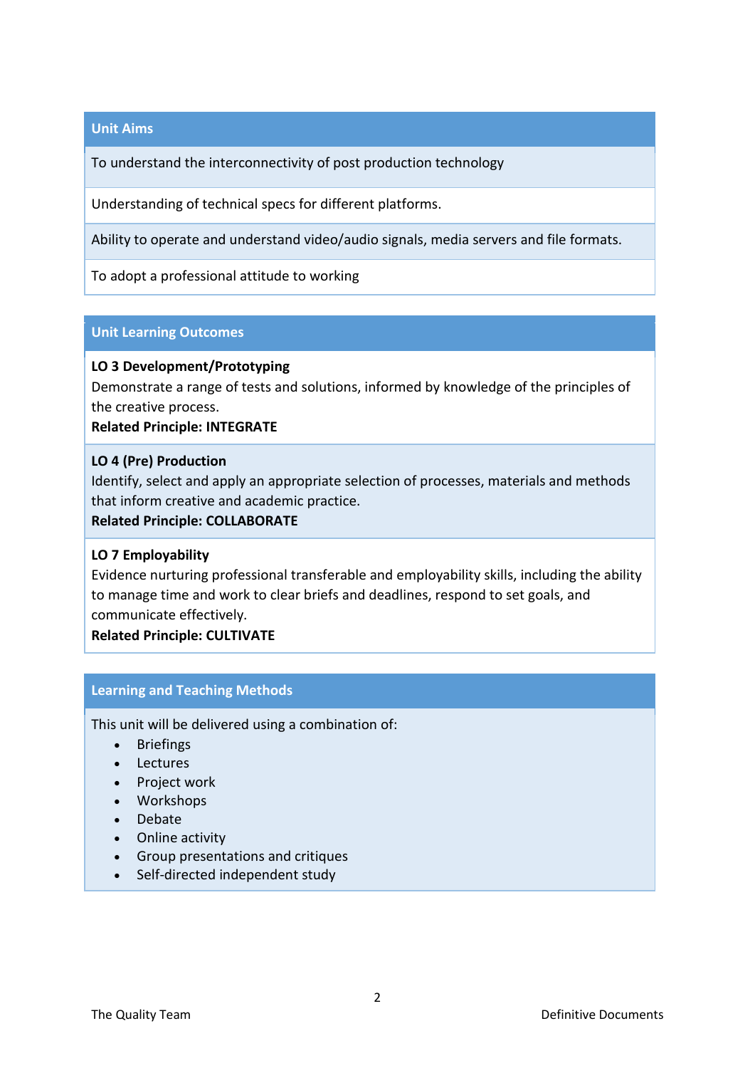## Unit Aims

To understand the interconnectivity of post production technology

Understanding of technical specs for different platforms.

Ability to operate and understand video/audio signals, media servers and file formats.

To adopt a professional attitude to working

## Unit Learning Outcomes

**LO 3 Development/Prototyping**
Demonstrate a range of tests and solutions, informed by knowledge of the principles of the creative process.
**Related Principle: INTEGRATE**

**LO 4 (Pre) Production**
Identify, select and apply an appropriate selection of processes, materials and methods that inform creative and academic practice.
**Related Principle: COLLABORATE**

**LO 7 Employability**
Evidence nurturing professional transferable and employability skills, including the ability to manage time and work to clear briefs and deadlines, respond to set goals, and communicate effectively.
**Related Principle: CULTIVATE**

## Learning and Teaching Methods

This unit will be delivered using a combination of:

- Briefings
- Lectures
- Project work
- Workshops
- Debate
- Online activity
- Group presentations and critiques
- Self-directed independent study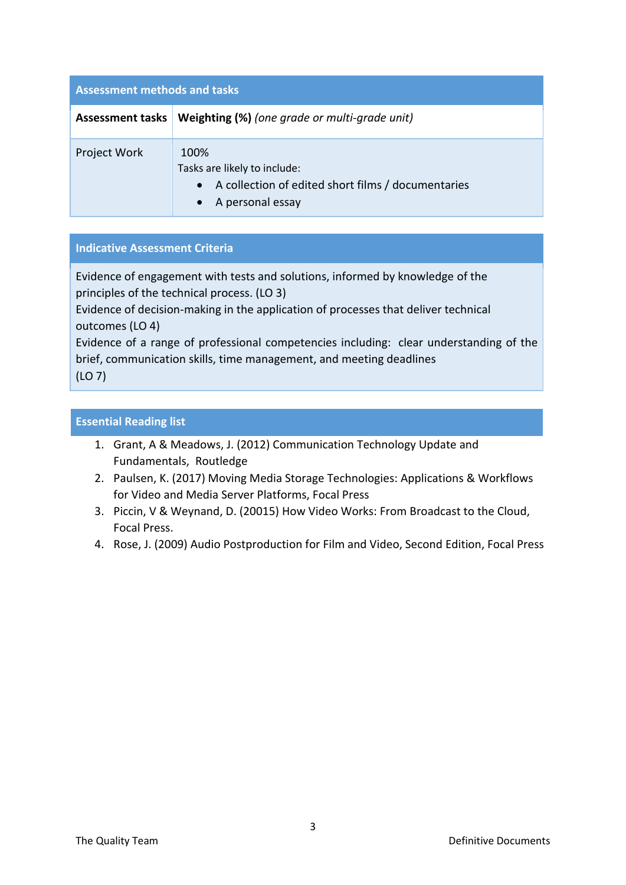## Assessment methods and tasks

| Assessment tasks | **Weighting (%)** *(one grade or multi-grade unit)* |
|---|---|
| Project Work | 100%<br>Tasks are likely to include:<br>• A collection of edited short films / documentaries<br>• A personal essay |

## Indicative Assessment Criteria

Evidence of engagement with tests and solutions, informed by knowledge of the principles of the technical process. (LO 3)
Evidence of decision-making in the application of processes that deliver technical outcomes (LO 4)
Evidence of a range of professional competencies including: clear understanding of the brief, communication skills, time management, and meeting deadlines
(LO 7)

## Essential Reading list

1. Grant, A & Meadows, J. (2012) Communication Technology Update and Fundamentals, Routledge
2. Paulsen, K. (2017) Moving Media Storage Technologies: Applications & Workflows for Video and Media Server Platforms, Focal Press
3. Piccin, V & Weynand, D. (20015) How Video Works: From Broadcast to the Cloud, Focal Press.
4. Rose, J. (2009) Audio Postproduction for Film and Video, Second Edition, Focal Press